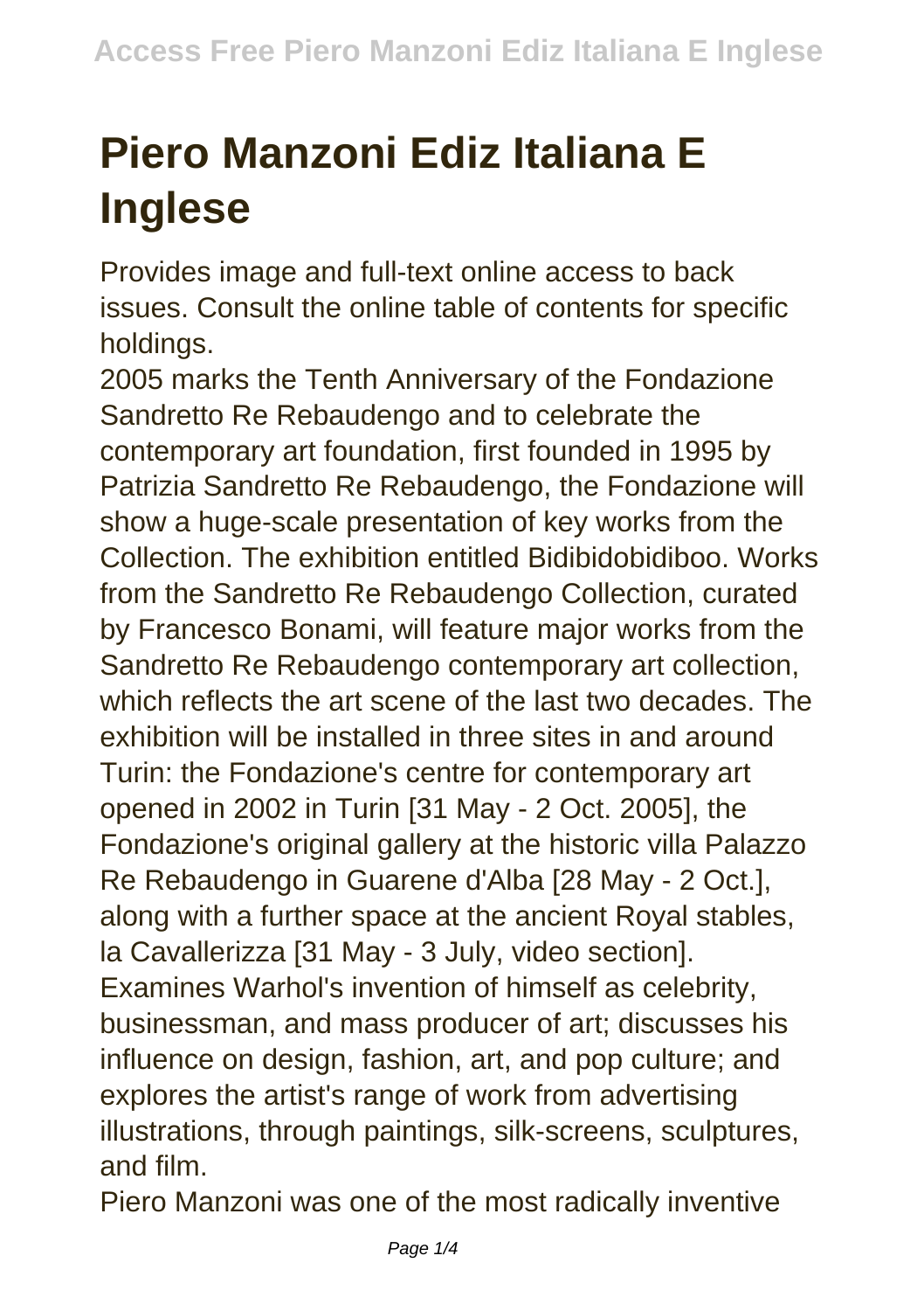# Piero Manzoni Ediz Italiana E Inglese

Provides image and full-text online access to back issues. Consult the online table of contents for specific holdings.

2005 marks the Tenth Anniversary of the Fondazione Sandretto Re Rebaudengo and to celebrate the contemporary art foundation, first founded in 1995 by Patrizia Sandretto Re Rebaudengo, the Fondazione will show a huge-scale presentation of key works from the Collection. The exhibition entitled Bidibidobidiboo. Works from the Sandretto Re Rebaudengo Collection, curated by Francesco Bonami, will feature major works from the Sandretto Re Rebaudengo contemporary art collection, which reflects the art scene of the last two decades. The exhibition will be installed in three sites in and around Turin: the Fondazione's centre for contemporary art opened in 2002 in Turin [31 May - 2 Oct. 2005], the Fondazione's original gallery at the historic villa Palazzo Re Rebaudengo in Guarene d'Alba [28 May - 2 Oct.], along with a further space at the ancient Royal stables, la Cavallerizza [31 May - 3 July, video section].

Examines Warhol's invention of himself as celebrity, businessman, and mass producer of art; discusses his influence on design, fashion, art, and pop culture; and explores the artist's range of work from advertising illustrations, through paintings, silk-screens, sculptures, and film.

Piero Manzoni was one of the most radically inventive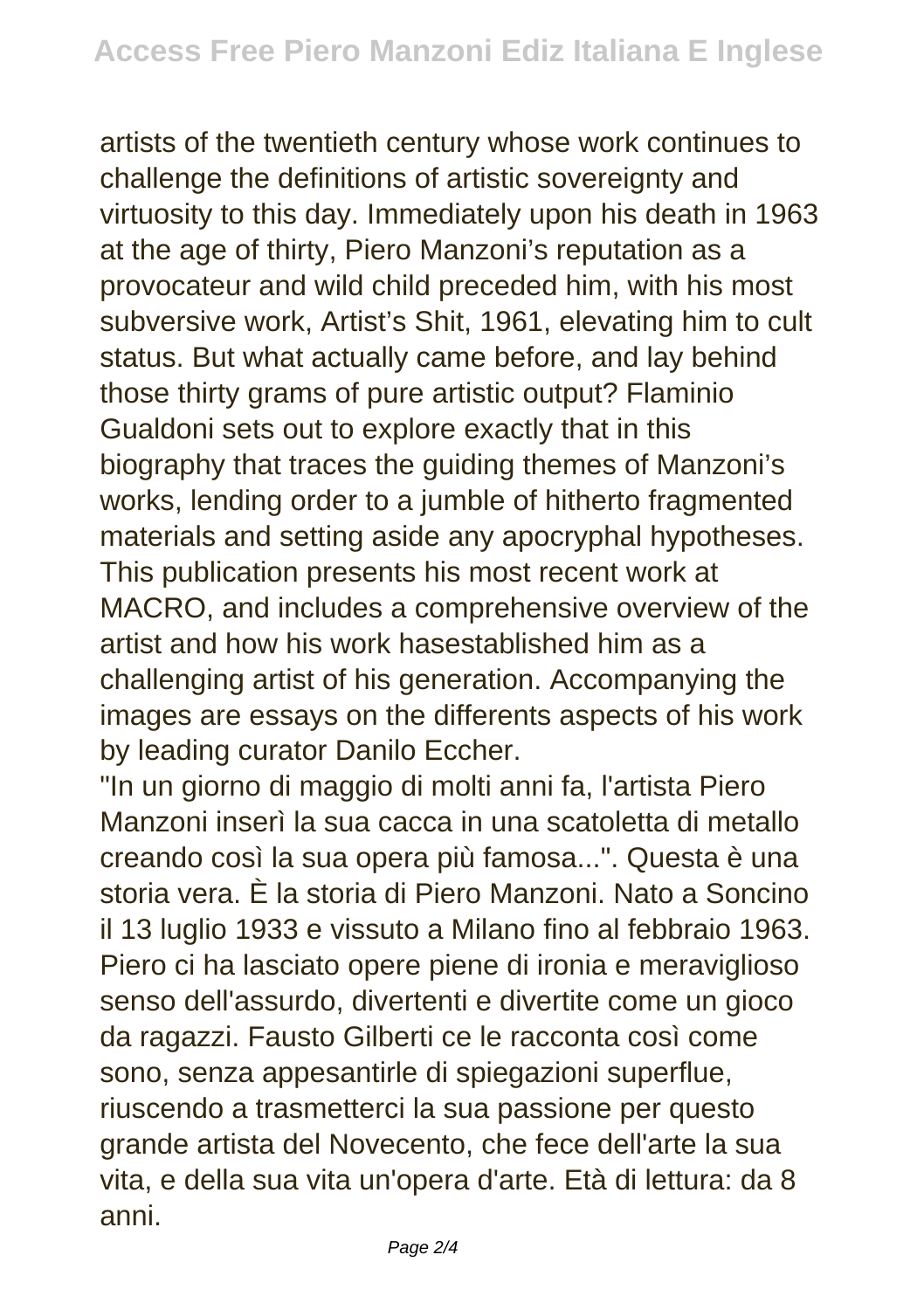artists of the twentieth century whose work continues to challenge the definitions of artistic sovereignty and virtuosity to this day. Immediately upon his death in 1963 at the age of thirty, Piero Manzoni's reputation as a provocateur and wild child preceded him, with his most subversive work, Artist's Shit, 1961, elevating him to cult status. But what actually came before, and lay behind those thirty grams of pure artistic output? Flaminio Gualdoni sets out to explore exactly that in this biography that traces the guiding themes of Manzoni's works, lending order to a jumble of hitherto fragmented materials and setting aside any apocryphal hypotheses. This publication presents his most recent work at MACRO, and includes a comprehensive overview of the artist and how his work hasestablished him as a challenging artist of his generation. Accompanying the images are essays on the differents aspects of his work by leading curator Danilo Eccher.

"In un giorno di maggio di molti anni fa, l'artista Piero Manzoni inserì la sua cacca in una scatoletta di metallo creando così la sua opera più famosa...". Questa è una storia vera. È la storia di Piero Manzoni. Nato a Soncino il 13 luglio 1933 e vissuto a Milano fino al febbraio 1963. Piero ci ha lasciato opere piene di ironia e meraviglioso senso dell'assurdo, divertenti e divertite come un gioco da ragazzi. Fausto Gilberti ce le racconta così come sono, senza appesantirle di spiegazioni superflue, riuscendo a trasmetterci la sua passione per questo grande artista del Novecento, che fece dell'arte la sua vita, e della sua vita un'opera d'arte. Età di lettura: da 8 anni.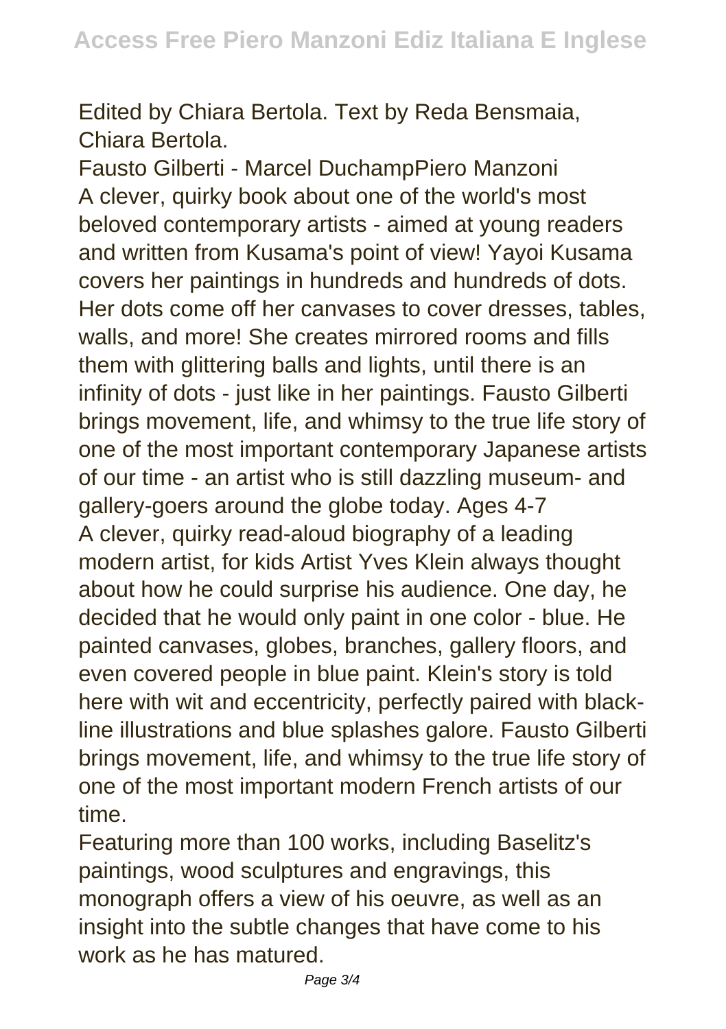Edited by Chiara Bertola. Text by Reda Bensmaia, Chiara Bertola.

Fausto Gilberti - Marcel DuchampPiero Manzoni

A clever, quirky book about one of the world's most beloved contemporary artists - aimed at young readers and written from Kusama's point of view! Yayoi Kusama covers her paintings in hundreds and hundreds of dots. Her dots come off her canvases to cover dresses, tables, walls, and more! She creates mirrored rooms and fills them with glittering balls and lights, until there is an infinity of dots - just like in her paintings. Fausto Gilberti brings movement, life, and whimsy to the true life story of one of the most important contemporary Japanese artists of our time - an artist who is still dazzling museum- and gallery-goers around the globe today. Ages 4-7

A clever, quirky read-aloud biography of a leading modern artist, for kids Artist Yves Klein always thought about how he could surprise his audience. One day, he decided that he would only paint in one color - blue. He painted canvases, globes, branches, gallery floors, and even covered people in blue paint. Klein's story is told here with wit and eccentricity, perfectly paired with black-line illustrations and blue splashes galore. Fausto Gilberti brings movement, life, and whimsy to the true life story of one of the most important modern French artists of our time.

Featuring more than 100 works, including Baselitz's paintings, wood sculptures and engravings, this monograph offers a view of his oeuvre, as well as an insight into the subtle changes that have come to his work as he has matured.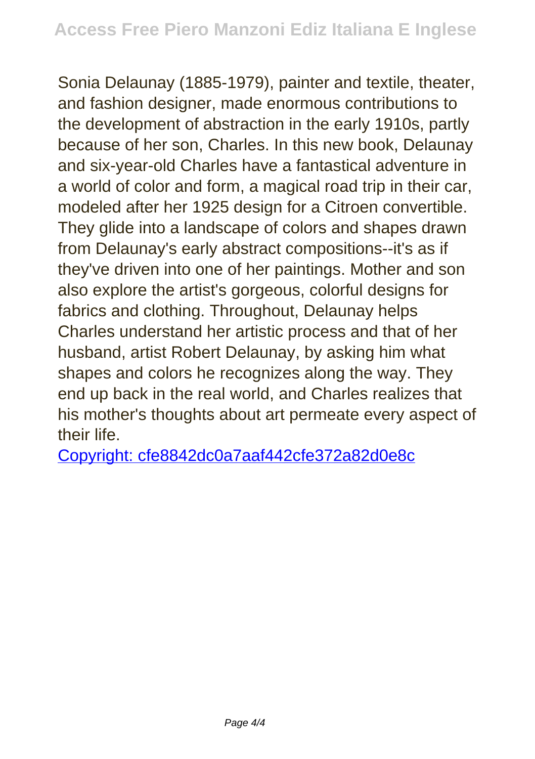Sonia Delaunay (1885-1979), painter and textile, theater, and fashion designer, made enormous contributions to the development of abstraction in the early 1910s, partly because of her son, Charles. In this new book, Delaunay and six-year-old Charles have a fantastical adventure in a world of color and form, a magical road trip in their car, modeled after her 1925 design for a Citroen convertible. They glide into a landscape of colors and shapes drawn from Delaunay's early abstract compositions--it's as if they've driven into one of her paintings. Mother and son also explore the artist's gorgeous, colorful designs for fabrics and clothing. Throughout, Delaunay helps Charles understand her artistic process and that of her husband, artist Robert Delaunay, by asking him what shapes and colors he recognizes along the way. They end up back in the real world, and Charles realizes that his mother's thoughts about art permeate every aspect of their life.

Copyright: cfe8842dc0a7aaf442cfe372a82d0e8c